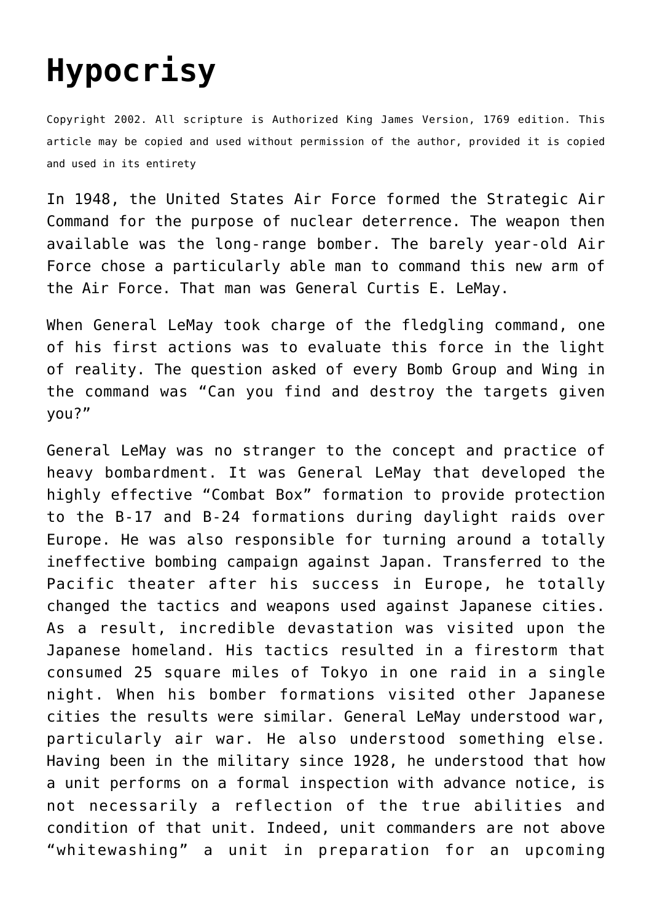# Hypocrisy

Copyright 2002. All scripture is Authorized King James Version, 1769 edition. This article may be copied and used without permission of the author, provided it is copied and used in its entirety

In 1948, the United States Air Force formed the Strategic Air Command for the purpose of nuclear deterrence. The weapon then available was the long-range bomber. The barely year-old Air Force chose a particularly able man to command this new arm of the Air Force. That man was General Curtis E. LeMay.

When General LeMay took charge of the fledgling command, one of his first actions was to evaluate this force in the light of reality. The question asked of every Bomb Group and Wing in the command was "Can you find and destroy the targets given you?"

General LeMay was no stranger to the concept and practice of heavy bombardment. It was General LeMay that developed the highly effective "Combat Box" formation to provide protection to the B-17 and B-24 formations during daylight raids over Europe. He was also responsible for turning around a totally ineffective bombing campaign against Japan. Transferred to the Pacific theater after his success in Europe, he totally changed the tactics and weapons used against Japanese cities. As a result, incredible devastation was visited upon the Japanese homeland. His tactics resulted in a firestorm that consumed 25 square miles of Tokyo in one raid in a single night. When his bomber formations visited other Japanese cities the results were similar. General LeMay understood war, particularly air war. He also understood something else. Having been in the military since 1928, he understood that how a unit performs on a formal inspection with advance notice, is not necessarily a reflection of the true abilities and condition of that unit. Indeed, unit commanders are not above "whitewashing" a unit in preparation for an upcoming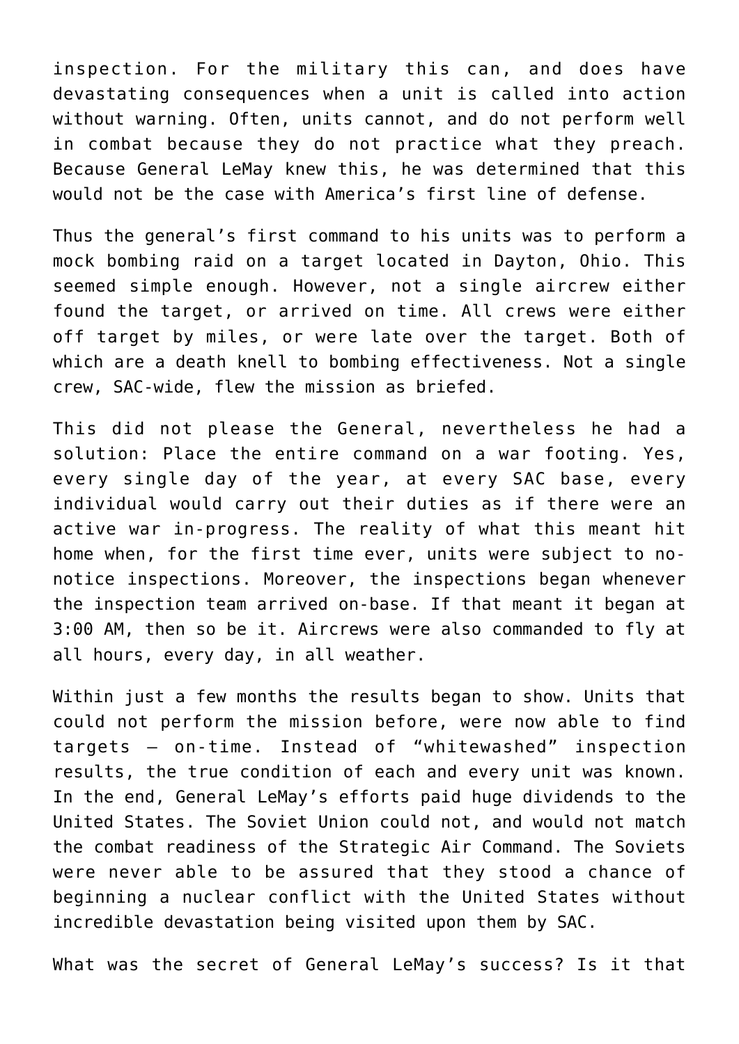inspection. For the military this can, and does have devastating consequences when a unit is called into action without warning. Often, units cannot, and do not perform well in combat because they do not practice what they preach. Because General LeMay knew this, he was determined that this would not be the case with America's first line of defense.

Thus the general's first command to his units was to perform a mock bombing raid on a target located in Dayton, Ohio. This seemed simple enough. However, not a single aircrew either found the target, or arrived on time. All crews were either off target by miles, or were late over the target. Both of which are a death knell to bombing effectiveness. Not a single crew, SAC-wide, flew the mission as briefed.

This did not please the General, nevertheless he had a solution: Place the entire command on a war footing. Yes, every single day of the year, at every SAC base, every individual would carry out their duties as if there were an active war in-progress. The reality of what this meant hit home when, for the first time ever, units were subject to no-notice inspections. Moreover, the inspections began whenever the inspection team arrived on-base. If that meant it began at 3:00 AM, then so be it. Aircrews were also commanded to fly at all hours, every day, in all weather.

Within just a few months the results began to show. Units that could not perform the mission before, were now able to find targets – on-time. Instead of "whitewashed" inspection results, the true condition of each and every unit was known. In the end, General LeMay's efforts paid huge dividends to the United States. The Soviet Union could not, and would not match the combat readiness of the Strategic Air Command. The Soviets were never able to be assured that they stood a chance of beginning a nuclear conflict with the United States without incredible devastation being visited upon them by SAC.

What was the secret of General LeMay's success? Is it that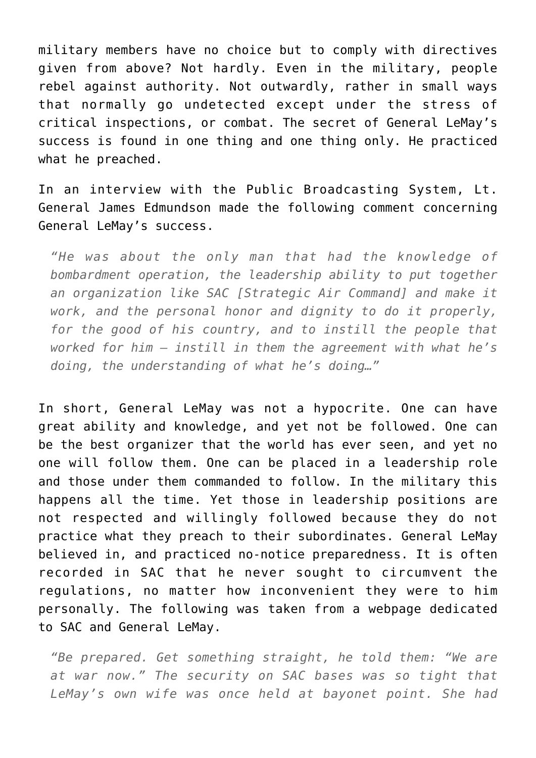military members have no choice but to comply with directives given from above? Not hardly. Even in the military, people rebel against authority. Not outwardly, rather in small ways that normally go undetected except under the stress of critical inspections, or combat. The secret of General LeMay's success is found in one thing and one thing only. He practiced what he preached.

In an interview with the Public Broadcasting System, Lt. General James Edmundson made the following comment concerning General LeMay's success.

> *"He was about the only man that had the knowledge of bombardment operation, the leadership ability to put together an organization like SAC [Strategic Air Command] and make it work, and the personal honor and dignity to do it properly, for the good of his country, and to instill the people that worked for him – instill in them the agreement with what he's doing, the understanding of what he's doing…"*

In short, General LeMay was not a hypocrite. One can have great ability and knowledge, and yet not be followed. One can be the best organizer that the world has ever seen, and yet no one will follow them. One can be placed in a leadership role and those under them commanded to follow. In the military this happens all the time. Yet those in leadership positions are not respected and willingly followed because they do not practice what they preach to their subordinates. General LeMay believed in, and practiced no-notice preparedness. It is often recorded in SAC that he never sought to circumvent the regulations, no matter how inconvenient they were to him personally. The following was taken from a webpage dedicated to SAC and General LeMay.

> *"Be prepared. Get something straight, he told them: "We are at war now." The security on SAC bases was so tight that LeMay's own wife was once held at bayonet point. She had*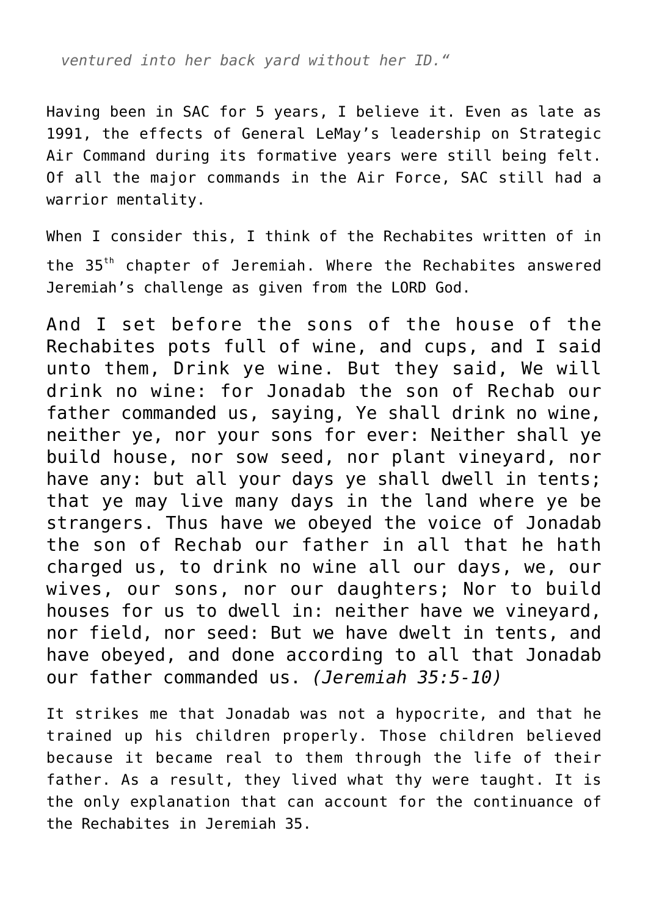*ventured into her back yard without her ID."*

Having been in SAC for 5 years, I believe it. Even as late as 1991, the effects of General LeMay's leadership on Strategic Air Command during its formative years were still being felt. Of all the major commands in the Air Force, SAC still had a warrior mentality.

When I consider this, I think of the Rechabites written of in the 35th chapter of Jeremiah. Where the Rechabites answered Jeremiah's challenge as given from the LORD God.

And I set before the sons of the house of the Rechabites pots full of wine, and cups, and I said unto them, Drink ye wine. But they said, We will drink no wine: for Jonadab the son of Rechab our father commanded us, saying, Ye shall drink no wine, neither ye, nor your sons for ever: Neither shall ye build house, nor sow seed, nor plant vineyard, nor have any: but all your days ye shall dwell in tents; that ye may live many days in the land where ye be strangers. Thus have we obeyed the voice of Jonadab the son of Rechab our father in all that he hath charged us, to drink no wine all our days, we, our wives, our sons, nor our daughters; Nor to build houses for us to dwell in: neither have we vineyard, nor field, nor seed: But we have dwelt in tents, and have obeyed, and done according to all that Jonadab our father commanded us. *(Jeremiah 35:5-10)*

It strikes me that Jonadab was not a hypocrite, and that he trained up his children properly. Those children believed because it became real to them through the life of their father. As a result, they lived what thy were taught. It is the only explanation that can account for the continuance of the Rechabites in Jeremiah 35.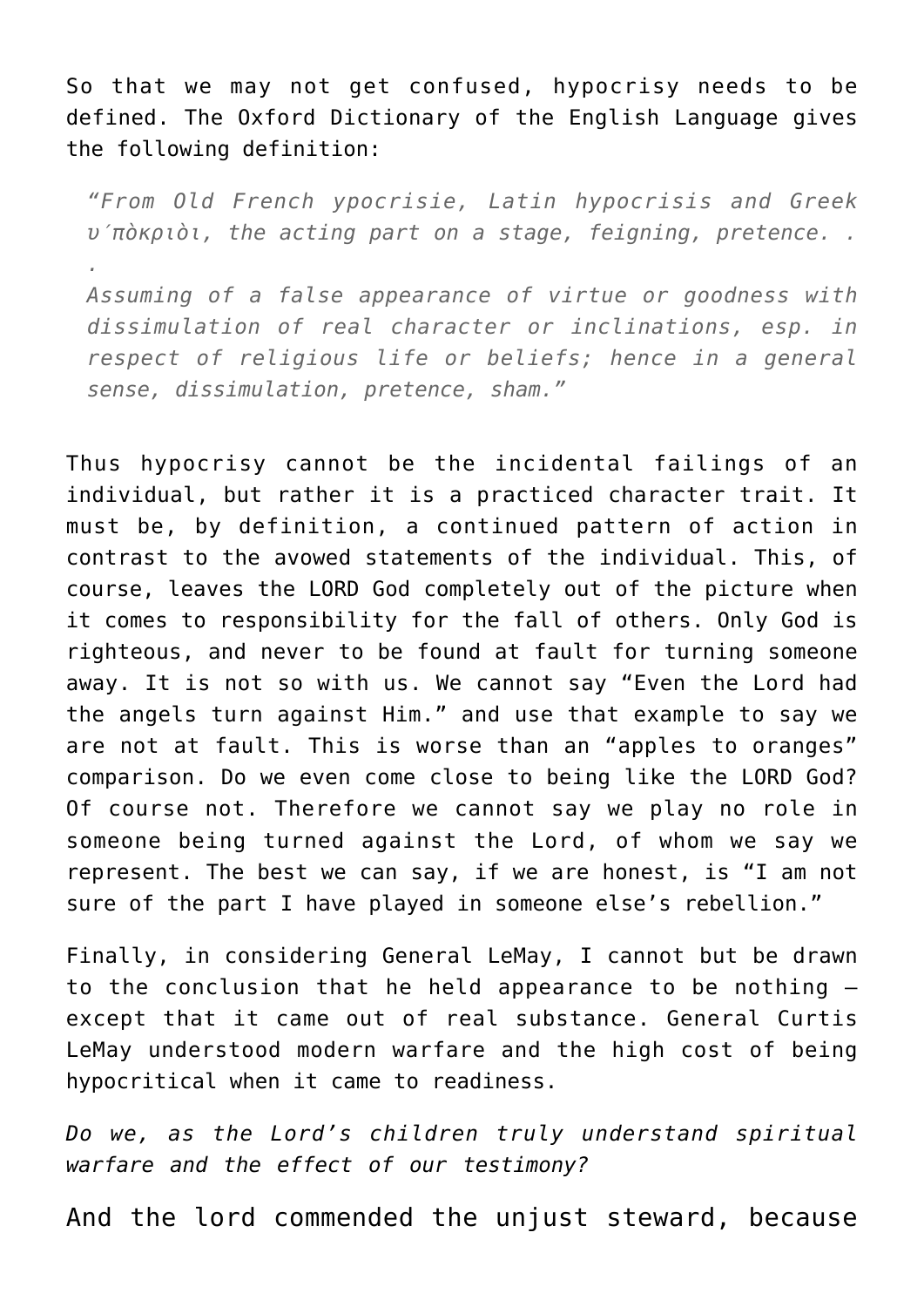So that we may not get confused, hypocrisy needs to be defined. The Oxford Dictionary of the English Language gives the following definition:

> *"From Old French ypocrisie, Latin hypocrisis and Greek υ΄πὸκριὸι, the acting part on a stage, feigning, pretence. . .*
>
> *Assuming of a false appearance of virtue or goodness with dissimulation of real character or inclinations, esp. in respect of religious life or beliefs; hence in a general sense, dissimulation, pretence, sham."*

Thus hypocrisy cannot be the incidental failings of an individual, but rather it is a practiced character trait. It must be, by definition, a continued pattern of action in contrast to the avowed statements of the individual. This, of course, leaves the LORD God completely out of the picture when it comes to responsibility for the fall of others. Only God is righteous, and never to be found at fault for turning someone away. It is not so with us. We cannot say "Even the Lord had the angels turn against Him." and use that example to say we are not at fault. This is worse than an "apples to oranges" comparison. Do we even come close to being like the LORD God? Of course not. Therefore we cannot say we play no role in someone being turned against the Lord, of whom we say we represent. The best we can say, if we are honest, is "I am not sure of the part I have played in someone else's rebellion."

Finally, in considering General LeMay, I cannot but be drawn to the conclusion that he held appearance to be nothing – except that it came out of real substance. General Curtis LeMay understood modern warfare and the high cost of being hypocritical when it came to readiness.

*Do we, as the Lord's children truly understand spiritual warfare and the effect of our testimony?*

And the lord commended the unjust steward, because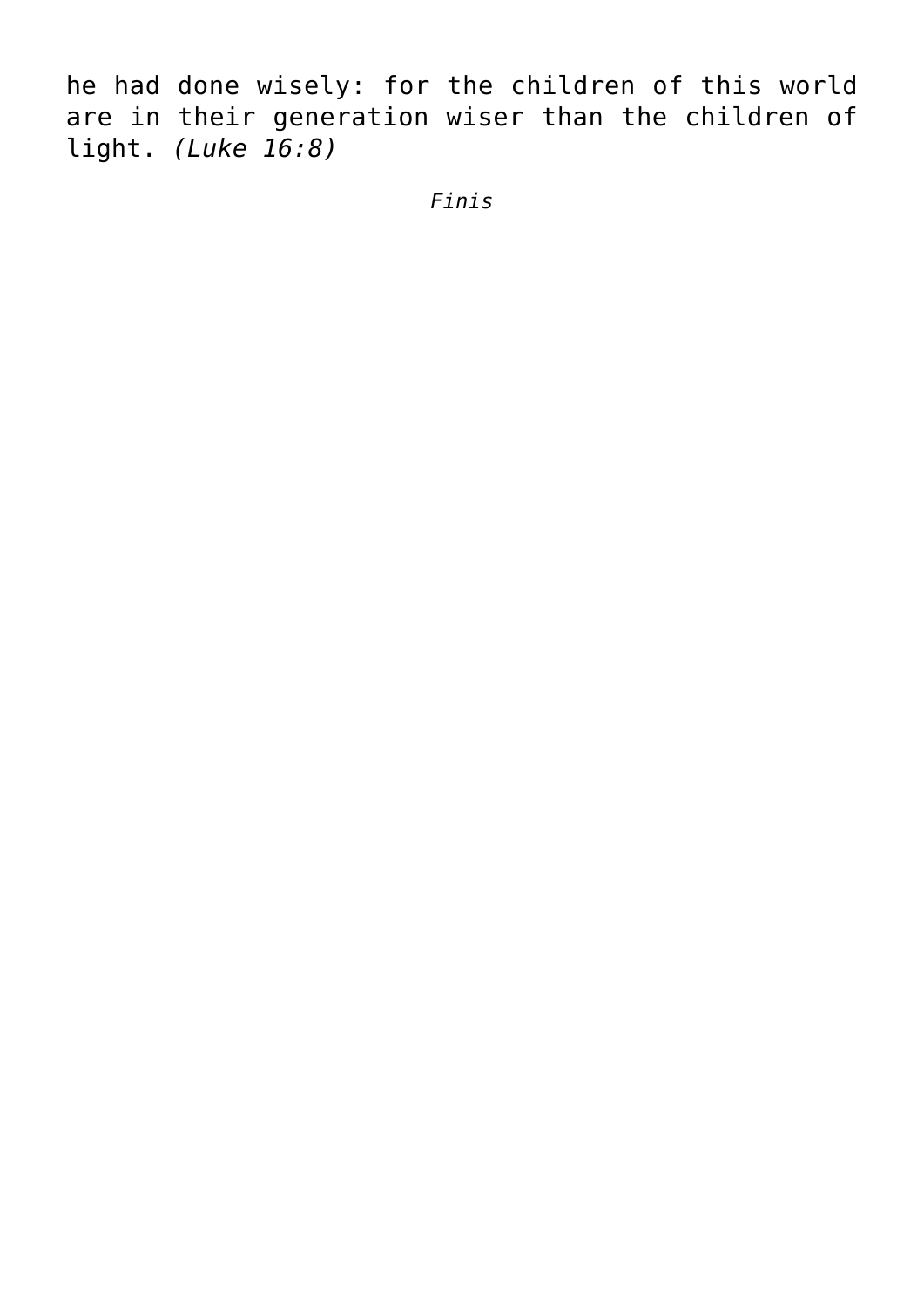he had done wisely: for the children of this world are in their generation wiser than the children of light. *(Luke 16:8)*

*Finis*